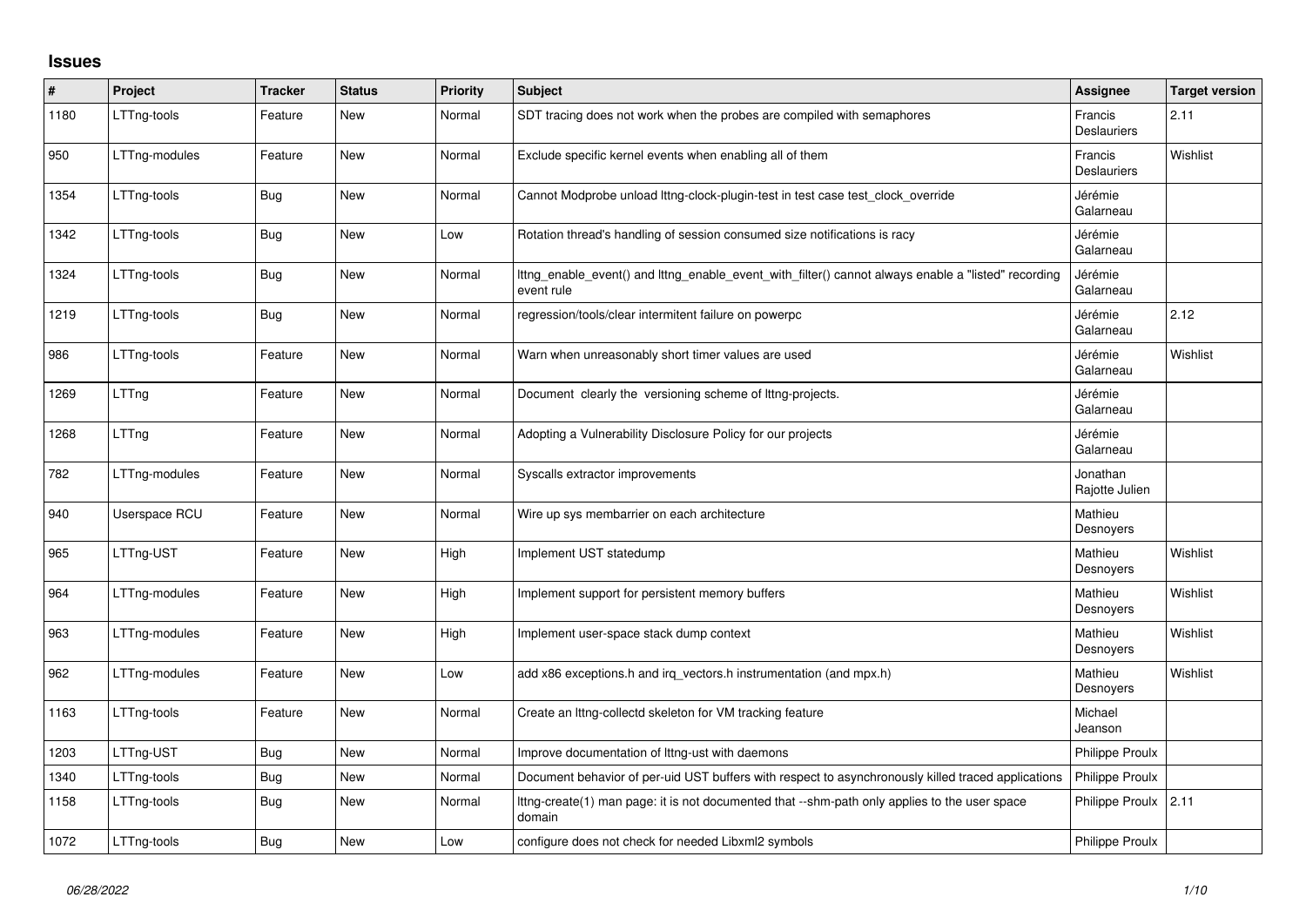## Issues

| # | Project | Tracker | Status | Priority | Subject | Assignee | Target version |
|---|---|---|---|---|---|---|---|
| 1180 | LTTng-tools | Feature | New | Normal | SDT tracing does not work when the probes are compiled with semaphores | Francis Deslauriers | 2.11 |
| 950 | LTTng-modules | Feature | New | Normal | Exclude specific kernel events when enabling all of them | Francis Deslauriers | Wishlist |
| 1354 | LTTng-tools | Bug | New | Normal | Cannot Modprobe unload lttng-clock-plugin-test in test case test_clock_override | Jérémie Galarneau | |
| 1342 | LTTng-tools | Bug | New | Low | Rotation thread's handling of session consumed size notifications is racy | Jérémie Galarneau | |
| 1324 | LTTng-tools | Bug | New | Normal | lttng_enable_event() and lttng_enable_event_with_filter() cannot always enable a "listed" recording event rule | Jérémie Galarneau | |
| 1219 | LTTng-tools | Bug | New | Normal | regression/tools/clear intermitent failure on powerpc | Jérémie Galarneau | 2.12 |
| 986 | LTTng-tools | Feature | New | Normal | Warn when unreasonably short timer values are used | Jérémie Galarneau | Wishlist |
| 1269 | LTTng | Feature | New | Normal | Document clearly the versioning scheme of lttng-projects. | Jérémie Galarneau | |
| 1268 | LTTng | Feature | New | Normal | Adopting a Vulnerability Disclosure Policy for our projects | Jérémie Galarneau | |
| 782 | LTTng-modules | Feature | New | Normal | Syscalls extractor improvements | Jonathan Rajotte Julien | |
| 940 | Userspace RCU | Feature | New | Normal | Wire up sys membarrier on each architecture | Mathieu Desnoyers | |
| 965 | LTTng-UST | Feature | New | High | Implement UST statedump | Mathieu Desnoyers | Wishlist |
| 964 | LTTng-modules | Feature | New | High | Implement support for persistent memory buffers | Mathieu Desnoyers | Wishlist |
| 963 | LTTng-modules | Feature | New | High | Implement user-space stack dump context | Mathieu Desnoyers | Wishlist |
| 962 | LTTng-modules | Feature | New | Low | add x86 exceptions.h and irq_vectors.h instrumentation (and mpx.h) | Mathieu Desnoyers | Wishlist |
| 1163 | LTTng-tools | Feature | New | Normal | Create an lttng-collectd skeleton for VM tracking feature | Michael Jeanson | |
| 1203 | LTTng-UST | Bug | New | Normal | Improve documentation of lttng-ust with daemons | Philippe Proulx | |
| 1340 | LTTng-tools | Bug | New | Normal | Document behavior of per-uid UST buffers with respect to asynchronously killed traced applications | Philippe Proulx | |
| 1158 | LTTng-tools | Bug | New | Normal | lttng-create(1) man page: it is not documented that --shm-path only applies to the user space domain | Philippe Proulx | 2.11 |
| 1072 | LTTng-tools | Bug | New | Low | configure does not check for needed Libxml2 symbols | Philippe Proulx | |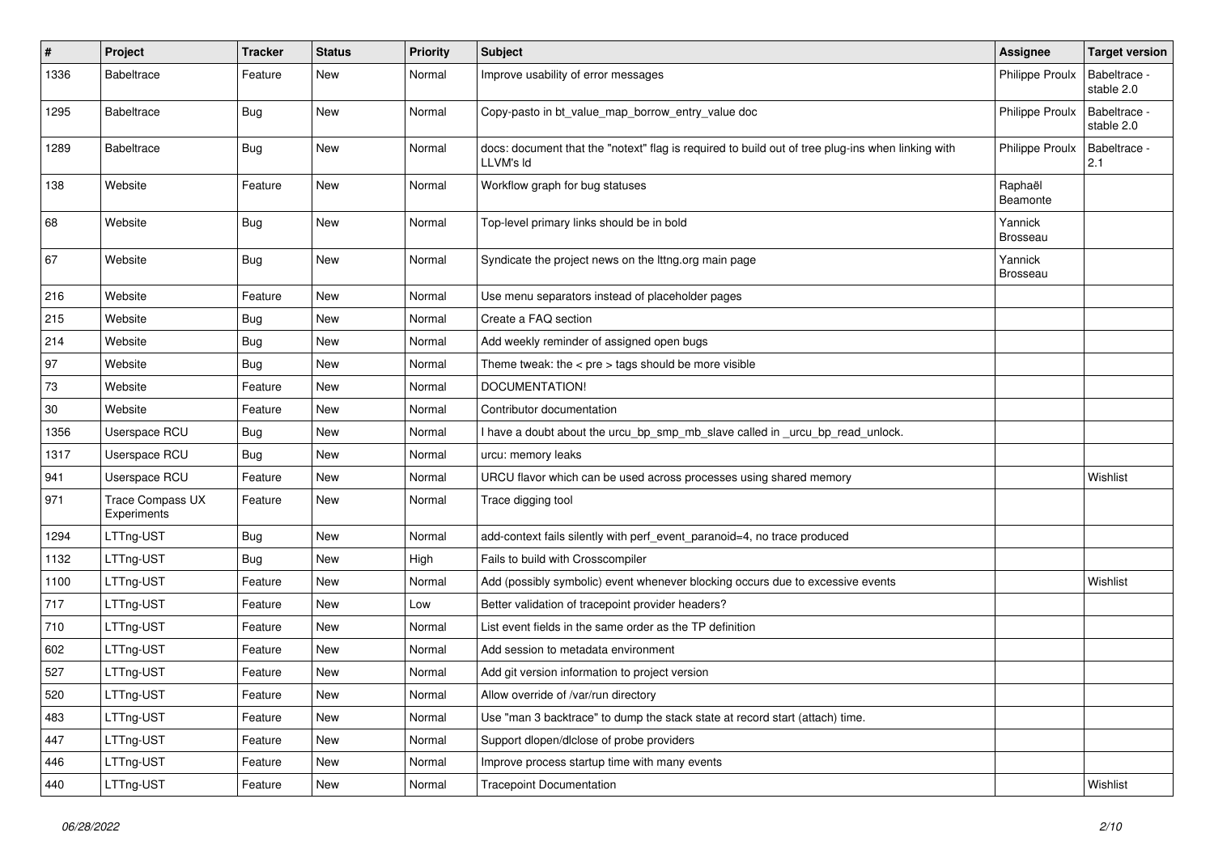| # | Project | Tracker | Status | Priority | Subject | Assignee | Target version |
|---|---|---|---|---|---|---|---|
| 1336 | Babeltrace | Feature | New | Normal | Improve usability of error messages | Philippe Proulx | Babeltrace - stable 2.0 |
| 1295 | Babeltrace | Bug | New | Normal | Copy-pasto in bt_value_map_borrow_entry_value doc | Philippe Proulx | Babeltrace - stable 2.0 |
| 1289 | Babeltrace | Bug | New | Normal | docs: document that the "notext" flag is required to build out of tree plug-ins when linking with LLVM's ld | Philippe Proulx | Babeltrace - 2.1 |
| 138 | Website | Feature | New | Normal | Workflow graph for bug statuses | Raphaël Beamonte | |
| 68 | Website | Bug | New | Normal | Top-level primary links should be in bold | Yannick Brosseau | |
| 67 | Website | Bug | New | Normal | Syndicate the project news on the lttng.org main page | Yannick Brosseau | |
| 216 | Website | Feature | New | Normal | Use menu separators instead of placeholder pages | | |
| 215 | Website | Bug | New | Normal | Create a FAQ section | | |
| 214 | Website | Bug | New | Normal | Add weekly reminder of assigned open bugs | | |
| 97 | Website | Bug | New | Normal | Theme tweak: the < pre > tags should be more visible | | |
| 73 | Website | Feature | New | Normal | DOCUMENTATION! | | |
| 30 | Website | Feature | New | Normal | Contributor documentation | | |
| 1356 | Userspace RCU | Bug | New | Normal | I have a doubt about the urcu_bp_smp_mb_slave called in _urcu_bp_read_unlock. | | |
| 1317 | Userspace RCU | Bug | New | Normal | urcu: memory leaks | | |
| 941 | Userspace RCU | Feature | New | Normal | URCU flavor which can be used across processes using shared memory | | Wishlist |
| 971 | Trace Compass UX Experiments | Feature | New | Normal | Trace digging tool | | |
| 1294 | LTTng-UST | Bug | New | Normal | add-context fails silently with perf_event_paranoid=4, no trace produced | | |
| 1132 | LTTng-UST | Bug | New | High | Fails to build with Crosscompiler | | |
| 1100 | LTTng-UST | Feature | New | Normal | Add (possibly symbolic) event whenever blocking occurs due to excessive events | | Wishlist |
| 717 | LTTng-UST | Feature | New | Low | Better validation of tracepoint provider headers? | | |
| 710 | LTTng-UST | Feature | New | Normal | List event fields in the same order as the TP definition | | |
| 602 | LTTng-UST | Feature | New | Normal | Add session to metadata environment | | |
| 527 | LTTng-UST | Feature | New | Normal | Add git version information to project version | | |
| 520 | LTTng-UST | Feature | New | Normal | Allow override of /var/run directory | | |
| 483 | LTTng-UST | Feature | New | Normal | Use "man 3 backtrace" to dump the stack state at record start (attach) time. | | |
| 447 | LTTng-UST | Feature | New | Normal | Support dlopen/dlclose of probe providers | | |
| 446 | LTTng-UST | Feature | New | Normal | Improve process startup time with many events | | |
| 440 | LTTng-UST | Feature | New | Normal | Tracepoint Documentation | | Wishlist |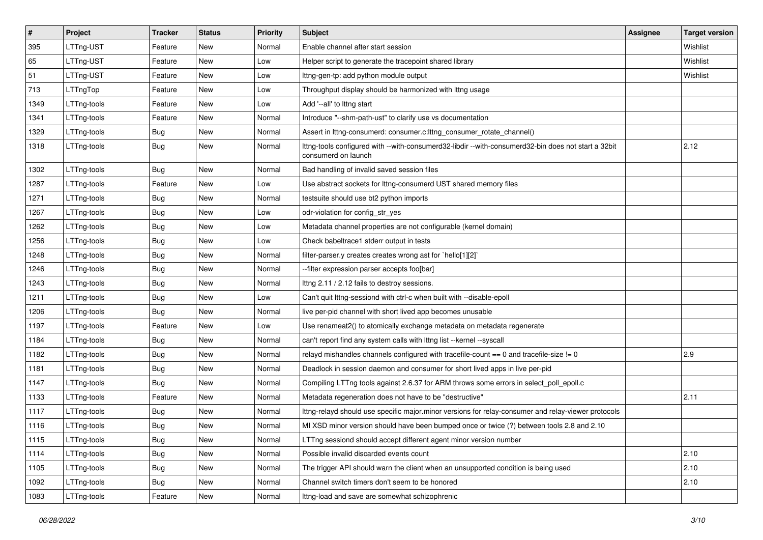| # | Project | Tracker | Status | Priority | Subject | Assignee | Target version |
|---|---|---|---|---|---|---|---|
| 395 | LTTng-UST | Feature | New | Normal | Enable channel after start session | | Wishlist |
| 65 | LTTng-UST | Feature | New | Low | Helper script to generate the tracepoint shared library | | Wishlist |
| 51 | LTTng-UST | Feature | New | Low | lttng-gen-tp: add python module output | | Wishlist |
| 713 | LTTngTop | Feature | New | Low | Throughput display should be harmonized with lttng usage | | |
| 1349 | LTTng-tools | Feature | New | Low | Add '--all' to lttng start | | |
| 1341 | LTTng-tools | Feature | New | Normal | Introduce "--shm-path-ust" to clarify use vs documentation | | |
| 1329 | LTTng-tools | Bug | New | Normal | Assert in lttng-consumerd: consumer.c:lttng_consumer_rotate_channel() | | |
| 1318 | LTTng-tools | Bug | New | Normal | lttng-tools configured with --with-consumerd32-libdir --with-consumerd32-bin does not start a 32bit consumerd on launch | | 2.12 |
| 1302 | LTTng-tools | Bug | New | Normal | Bad handling of invalid saved session files | | |
| 1287 | LTTng-tools | Feature | New | Low | Use abstract sockets for lttng-consumerd UST shared memory files | | |
| 1271 | LTTng-tools | Bug | New | Normal | testsuite should use bt2 python imports | | |
| 1267 | LTTng-tools | Bug | New | Low | odr-violation for config_str_yes | | |
| 1262 | LTTng-tools | Bug | New | Low | Metadata channel properties are not configurable (kernel domain) | | |
| 1256 | LTTng-tools | Bug | New | Low | Check babeltrace1 stderr output in tests | | |
| 1248 | LTTng-tools | Bug | New | Normal | filter-parser.y creates creates wrong ast for `hello[1][2]` | | |
| 1246 | LTTng-tools | Bug | New | Normal | --filter expression parser accepts foo[bar] | | |
| 1243 | LTTng-tools | Bug | New | Normal | lttng 2.11 / 2.12 fails to destroy sessions. | | |
| 1211 | LTTng-tools | Bug | New | Low | Can't quit lttng-sessiond with ctrl-c when built with --disable-epoll | | |
| 1206 | LTTng-tools | Bug | New | Normal | live per-pid channel with short lived app becomes unusable | | |
| 1197 | LTTng-tools | Feature | New | Low | Use renameat2() to atomically exchange metadata on metadata regenerate | | |
| 1184 | LTTng-tools | Bug | New | Normal | can't report find any system calls with lttng list --kernel --syscall | | |
| 1182 | LTTng-tools | Bug | New | Normal | relayd mishandles channels configured with tracefile-count == 0 and tracefile-size != 0 | | 2.9 |
| 1181 | LTTng-tools | Bug | New | Normal | Deadlock in session daemon and consumer for short lived apps in live per-pid | | |
| 1147 | LTTng-tools | Bug | New | Normal | Compiling LTTng tools against 2.6.37 for ARM throws some errors in select_poll_epoll.c | | |
| 1133 | LTTng-tools | Feature | New | Normal | Metadata regeneration does not have to be "destructive" | | 2.11 |
| 1117 | LTTng-tools | Bug | New | Normal | lttng-relayd should use specific major.minor versions for relay-consumer and relay-viewer protocols | | |
| 1116 | LTTng-tools | Bug | New | Normal | MI XSD minor version should have been bumped once or twice (?) between tools 2.8 and 2.10 | | |
| 1115 | LTTng-tools | Bug | New | Normal | LTTng sessiond should accept different agent minor version number | | |
| 1114 | LTTng-tools | Bug | New | Normal | Possible invalid discarded events count | | 2.10 |
| 1105 | LTTng-tools | Bug | New | Normal | The trigger API should warn the client when an unsupported condition is being used | | 2.10 |
| 1092 | LTTng-tools | Bug | New | Normal | Channel switch timers don't seem to be honored | | 2.10 |
| 1083 | LTTng-tools | Feature | New | Normal | lttng-load and save are somewhat schizophrenic | | |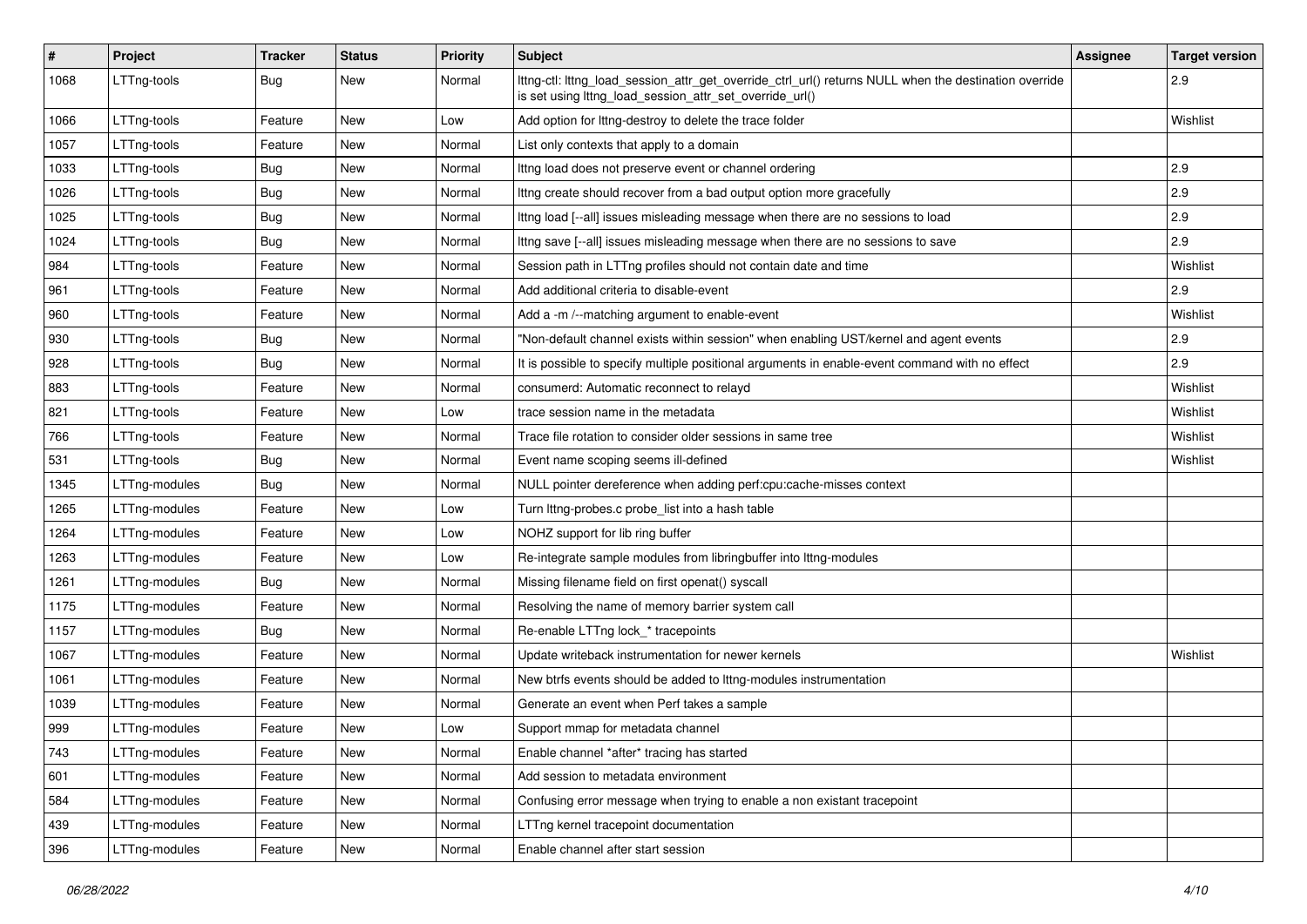| # | Project | Tracker | Status | Priority | Subject | Assignee | Target version |
|---|---|---|---|---|---|---|---|
| 1068 | LTTng-tools | Bug | New | Normal | lttng-ctl: lttng_load_session_attr_get_override_ctrl_url() returns NULL when the destination override is set using lttng_load_session_attr_set_override_url() | | 2.9 |
| 1066 | LTTng-tools | Feature | New | Low | Add option for lttng-destroy to delete the trace folder | | Wishlist |
| 1057 | LTTng-tools | Feature | New | Normal | List only contexts that apply to a domain | | |
| 1033 | LTTng-tools | Bug | New | Normal | lttng load does not preserve event or channel ordering | | 2.9 |
| 1026 | LTTng-tools | Bug | New | Normal | lttng create should recover from a bad output option more gracefully | | 2.9 |
| 1025 | LTTng-tools | Bug | New | Normal | lttng load [--all] issues misleading message when there are no sessions to load | | 2.9 |
| 1024 | LTTng-tools | Bug | New | Normal | lttng save [--all] issues misleading message when there are no sessions to save | | 2.9 |
| 984 | LTTng-tools | Feature | New | Normal | Session path in LTTng profiles should not contain date and time | | Wishlist |
| 961 | LTTng-tools | Feature | New | Normal | Add additional criteria to disable-event | | 2.9 |
| 960 | LTTng-tools | Feature | New | Normal | Add a -m /--matching argument to enable-event | | Wishlist |
| 930 | LTTng-tools | Bug | New | Normal | "Non-default channel exists within session" when enabling UST/kernel and agent events | | 2.9 |
| 928 | LTTng-tools | Bug | New | Normal | It is possible to specify multiple positional arguments in enable-event command with no effect | | 2.9 |
| 883 | LTTng-tools | Feature | New | Normal | consumerd: Automatic reconnect to relayd | | Wishlist |
| 821 | LTTng-tools | Feature | New | Low | trace session name in the metadata | | Wishlist |
| 766 | LTTng-tools | Feature | New | Normal | Trace file rotation to consider older sessions in same tree | | Wishlist |
| 531 | LTTng-tools | Bug | New | Normal | Event name scoping seems ill-defined | | Wishlist |
| 1345 | LTTng-modules | Bug | New | Normal | NULL pointer dereference when adding perf:cpu:cache-misses context | | |
| 1265 | LTTng-modules | Feature | New | Low | Turn lttng-probes.c probe_list into a hash table | | |
| 1264 | LTTng-modules | Feature | New | Low | NOHZ support for lib ring buffer | | |
| 1263 | LTTng-modules | Feature | New | Low | Re-integrate sample modules from libringbuffer into lttng-modules | | |
| 1261 | LTTng-modules | Bug | New | Normal | Missing filename field on first openat() syscall | | |
| 1175 | LTTng-modules | Feature | New | Normal | Resolving the name of memory barrier system call | | |
| 1157 | LTTng-modules | Bug | New | Normal | Re-enable LTTng lock_* tracepoints | | |
| 1067 | LTTng-modules | Feature | New | Normal | Update writeback instrumentation for newer kernels | | Wishlist |
| 1061 | LTTng-modules | Feature | New | Normal | New btrfs events should be added to lttng-modules instrumentation | | |
| 1039 | LTTng-modules | Feature | New | Normal | Generate an event when Perf takes a sample | | |
| 999 | LTTng-modules | Feature | New | Low | Support mmap for metadata channel | | |
| 743 | LTTng-modules | Feature | New | Normal | Enable channel *after* tracing has started | | |
| 601 | LTTng-modules | Feature | New | Normal | Add session to metadata environment | | |
| 584 | LTTng-modules | Feature | New | Normal | Confusing error message when trying to enable a non existant tracepoint | | |
| 439 | LTTng-modules | Feature | New | Normal | LTTng kernel tracepoint documentation | | |
| 396 | LTTng-modules | Feature | New | Normal | Enable channel after start session | | |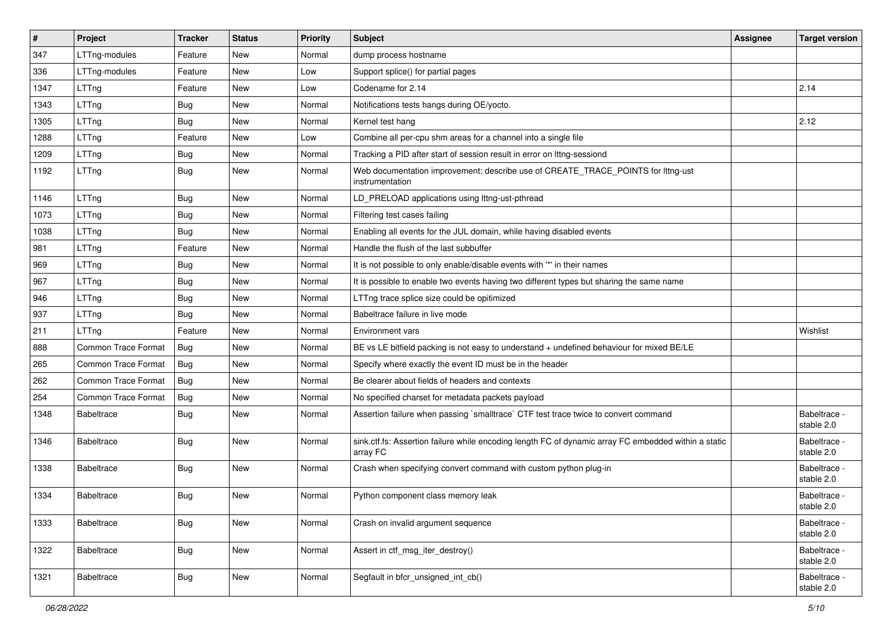| # | Project | Tracker | Status | Priority | Subject | Assignee | Target version |
|---|---|---|---|---|---|---|---|
| 347 | LTTng-modules | Feature | New | Normal | dump process hostname | | |
| 336 | LTTng-modules | Feature | New | Low | Support splice() for partial pages | | |
| 1347 | LTTng | Feature | New | Low | Codename for 2.14 | | 2.14 |
| 1343 | LTTng | Bug | New | Normal | Notifications tests hangs during OE/yocto. | | |
| 1305 | LTTng | Bug | New | Normal | Kernel test hang | | 2.12 |
| 1288 | LTTng | Feature | New | Low | Combine all per-cpu shm areas for a channel into a single file | | |
| 1209 | LTTng | Bug | New | Normal | Tracking a PID after start of session result in error on lttng-sessiond | | |
| 1192 | LTTng | Bug | New | Normal | Web documentation improvement: describe use of CREATE_TRACE_POINTS for lttng-ust instrumentation | | |
| 1146 | LTTng | Bug | New | Normal | LD_PRELOAD applications using lttng-ust-pthread | | |
| 1073 | LTTng | Bug | New | Normal | Filtering test cases failing | | |
| 1038 | LTTng | Bug | New | Normal | Enabling all events for the JUL domain, while having disabled events | | |
| 981 | LTTng | Feature | New | Normal | Handle the flush of the last subbuffer | | |
| 969 | LTTng | Bug | New | Normal | It is not possible to only enable/disable events with '*' in their names | | |
| 967 | LTTng | Bug | New | Normal | It is possible to enable two events having two different types but sharing the same name | | |
| 946 | LTTng | Bug | New | Normal | LTTng trace splice size could be opitimized | | |
| 937 | LTTng | Bug | New | Normal | Babeltrace failure in live mode | | |
| 211 | LTTng | Feature | New | Normal | Environment vars | | Wishlist |
| 888 | Common Trace Format | Bug | New | Normal | BE vs LE bitfield packing is not easy to understand + undefined behaviour for mixed BE/LE | | |
| 265 | Common Trace Format | Bug | New | Normal | Specify where exactly the event ID must be in the header | | |
| 262 | Common Trace Format | Bug | New | Normal | Be clearer about fields of headers and contexts | | |
| 254 | Common Trace Format | Bug | New | Normal | No specified charset for metadata packets payload | | |
| 1348 | Babeltrace | Bug | New | Normal | Assertion failure when passing `smalltrace` CTF test trace twice to convert command | | Babeltrace - stable 2.0 |
| 1346 | Babeltrace | Bug | New | Normal | sink.ctf.fs: Assertion failure while encoding length FC of dynamic array FC embedded within a static array FC | | Babeltrace - stable 2.0 |
| 1338 | Babeltrace | Bug | New | Normal | Crash when specifying convert command with custom python plug-in | | Babeltrace - stable 2.0 |
| 1334 | Babeltrace | Bug | New | Normal | Python component class memory leak | | Babeltrace - stable 2.0 |
| 1333 | Babeltrace | Bug | New | Normal | Crash on invalid argument sequence | | Babeltrace - stable 2.0 |
| 1322 | Babeltrace | Bug | New | Normal | Assert in ctf_msg_iter_destroy() | | Babeltrace - stable 2.0 |
| 1321 | Babeltrace | Bug | New | Normal | Segfault in bfcr_unsigned_int_cb() | | Babeltrace - stable 2.0 |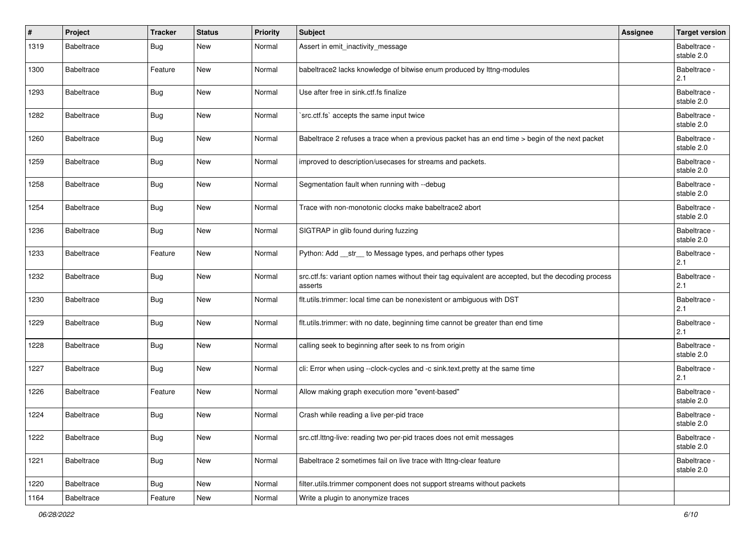| # | Project | Tracker | Status | Priority | Subject | Assignee | Target version |
|---|---|---|---|---|---|---|---|
| 1319 | Babeltrace | Bug | New | Normal | Assert in emit_inactivity_message | | Babeltrace - stable 2.0 |
| 1300 | Babeltrace | Feature | New | Normal | babeltrace2 lacks knowledge of bitwise enum produced by lttng-modules | | Babeltrace - 2.1 |
| 1293 | Babeltrace | Bug | New | Normal | Use after free in sink.ctf.fs finalize | | Babeltrace - stable 2.0 |
| 1282 | Babeltrace | Bug | New | Normal | `src.ctf.fs` accepts the same input twice | | Babeltrace - stable 2.0 |
| 1260 | Babeltrace | Bug | New | Normal | Babeltrace 2 refuses a trace when a previous packet has an end time > begin of the next packet | | Babeltrace - stable 2.0 |
| 1259 | Babeltrace | Bug | New | Normal | improved to description/usecases for streams and packets. | | Babeltrace - stable 2.0 |
| 1258 | Babeltrace | Bug | New | Normal | Segmentation fault when running with --debug | | Babeltrace - stable 2.0 |
| 1254 | Babeltrace | Bug | New | Normal | Trace with non-monotonic clocks make babeltrace2 abort | | Babeltrace - stable 2.0 |
| 1236 | Babeltrace | Bug | New | Normal | SIGTRAP in glib found during fuzzing | | Babeltrace - stable 2.0 |
| 1233 | Babeltrace | Feature | New | Normal | Python: Add __str__ to Message types, and perhaps other types | | Babeltrace - 2.1 |
| 1232 | Babeltrace | Bug | New | Normal | src.ctf.fs: variant option names without their tag equivalent are accepted, but the decoding process asserts | | Babeltrace - 2.1 |
| 1230 | Babeltrace | Bug | New | Normal | flt.utils.trimmer: local time can be nonexistent or ambiguous with DST | | Babeltrace - 2.1 |
| 1229 | Babeltrace | Bug | New | Normal | flt.utils.trimmer: with no date, beginning time cannot be greater than end time | | Babeltrace - 2.1 |
| 1228 | Babeltrace | Bug | New | Normal | calling seek to beginning after seek to ns from origin | | Babeltrace - stable 2.0 |
| 1227 | Babeltrace | Bug | New | Normal | cli: Error when using --clock-cycles and -c sink.text.pretty at the same time | | Babeltrace - 2.1 |
| 1226 | Babeltrace | Feature | New | Normal | Allow making graph execution more "event-based" | | Babeltrace - stable 2.0 |
| 1224 | Babeltrace | Bug | New | Normal | Crash while reading a live per-pid trace | | Babeltrace - stable 2.0 |
| 1222 | Babeltrace | Bug | New | Normal | src.ctf.lttng-live: reading two per-pid traces does not emit messages | | Babeltrace - stable 2.0 |
| 1221 | Babeltrace | Bug | New | Normal | Babeltrace 2 sometimes fail on live trace with lttng-clear feature | | Babeltrace - stable 2.0 |
| 1220 | Babeltrace | Bug | New | Normal | filter.utils.trimmer component does not support streams without packets | | |
| 1164 | Babeltrace | Feature | New | Normal | Write a plugin to anonymize traces | | |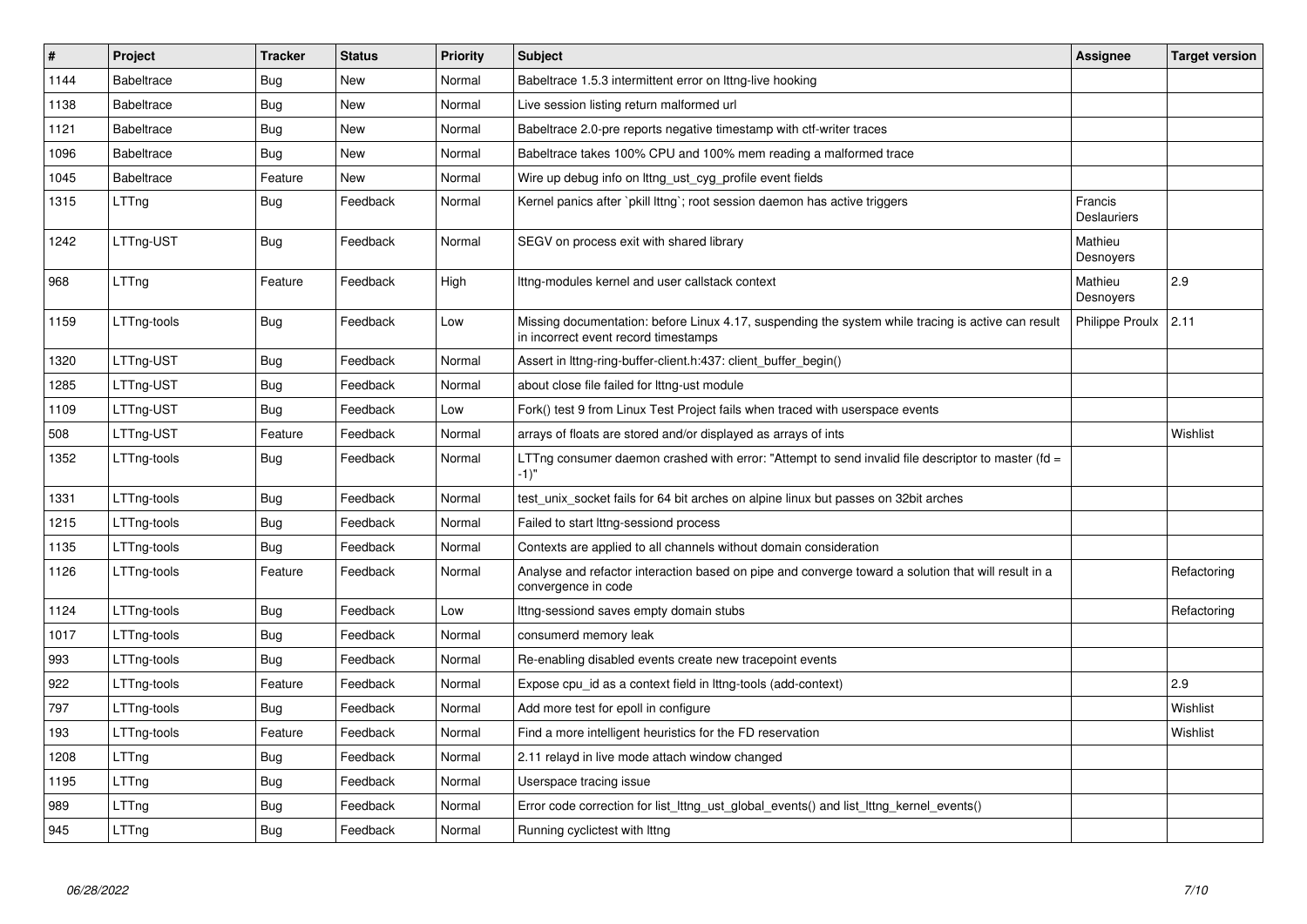| # | Project | Tracker | Status | Priority | Subject | Assignee | Target version |
|---|---|---|---|---|---|---|---|
| 1144 | Babeltrace | Bug | New | Normal | Babeltrace 1.5.3 intermittent error on lttng-live hooking | | |
| 1138 | Babeltrace | Bug | New | Normal | Live session listing return malformed url | | |
| 1121 | Babeltrace | Bug | New | Normal | Babeltrace 2.0-pre reports negative timestamp with ctf-writer traces | | |
| 1096 | Babeltrace | Bug | New | Normal | Babeltrace takes 100% CPU and 100% mem reading a malformed trace | | |
| 1045 | Babeltrace | Feature | New | Normal | Wire up debug info on lttng_ust_cyg_profile event fields | | |
| 1315 | LTTng | Bug | Feedback | Normal | Kernel panics after `pkill lttng`; root session daemon has active triggers | Francis Deslauriers | |
| 1242 | LTTng-UST | Bug | Feedback | Normal | SEGV on process exit with shared library | Mathieu Desnoyers | |
| 968 | LTTng | Feature | Feedback | High | lttng-modules kernel and user callstack context | Mathieu Desnoyers | 2.9 |
| 1159 | LTTng-tools | Bug | Feedback | Low | Missing documentation: before Linux 4.17, suspending the system while tracing is active can result in incorrect event record timestamps | Philippe Proulx | 2.11 |
| 1320 | LTTng-UST | Bug | Feedback | Normal | Assert in lttng-ring-buffer-client.h:437: client_buffer_begin() | | |
| 1285 | LTTng-UST | Bug | Feedback | Normal | about close file failed for lttng-ust module | | |
| 1109 | LTTng-UST | Bug | Feedback | Low | Fork() test 9 from Linux Test Project fails when traced with userspace events | | |
| 508 | LTTng-UST | Feature | Feedback | Normal | arrays of floats are stored and/or displayed as arrays of ints | | Wishlist |
| 1352 | LTTng-tools | Bug | Feedback | Normal | LTTng consumer daemon crashed with error: "Attempt to send invalid file descriptor to master (fd = -1)" | | |
| 1331 | LTTng-tools | Bug | Feedback | Normal | test_unix_socket fails for 64 bit arches on alpine linux but passes on 32bit arches | | |
| 1215 | LTTng-tools | Bug | Feedback | Normal | Failed to start lttng-sessiond process | | |
| 1135 | LTTng-tools | Bug | Feedback | Normal | Contexts are applied to all channels without domain consideration | | |
| 1126 | LTTng-tools | Feature | Feedback | Normal | Analyse and refactor interaction based on pipe and converge toward a solution that will result in a convergence in code | | Refactoring |
| 1124 | LTTng-tools | Bug | Feedback | Low | lttng-sessiond saves empty domain stubs | | Refactoring |
| 1017 | LTTng-tools | Bug | Feedback | Normal | consumerd memory leak | | |
| 993 | LTTng-tools | Bug | Feedback | Normal | Re-enabling disabled events create new tracepoint events | | |
| 922 | LTTng-tools | Feature | Feedback | Normal | Expose cpu_id as a context field in lttng-tools (add-context) | | 2.9 |
| 797 | LTTng-tools | Bug | Feedback | Normal | Add more test for epoll in configure | | Wishlist |
| 193 | LTTng-tools | Feature | Feedback | Normal | Find a more intelligent heuristics for the FD reservation | | Wishlist |
| 1208 | LTTng | Bug | Feedback | Normal | 2.11 relayd in live mode attach window changed | | |
| 1195 | LTTng | Bug | Feedback | Normal | Userspace tracing issue | | |
| 989 | LTTng | Bug | Feedback | Normal | Error code correction for list_lttng_ust_global_events() and list_lttng_kernel_events() | | |
| 945 | LTTng | Bug | Feedback | Normal | Running cyclictest with lttng | | |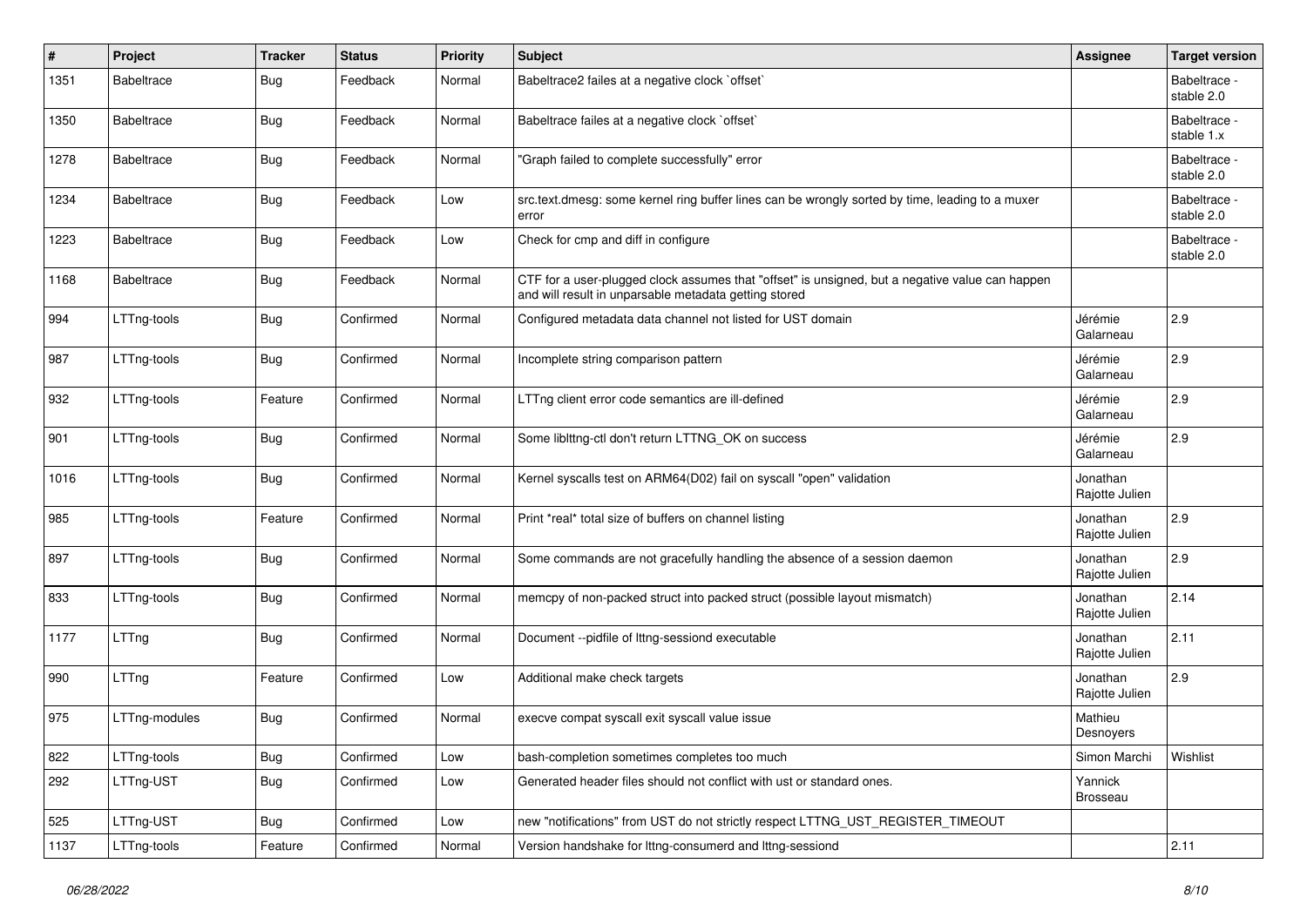| # | Project | Tracker | Status | Priority | Subject | Assignee | Target version |
|---|---|---|---|---|---|---|---|
| 1351 | Babeltrace | Bug | Feedback | Normal | Babeltrace2 failes at a negative clock `offset` | | Babeltrace - stable 2.0 |
| 1350 | Babeltrace | Bug | Feedback | Normal | Babeltrace failes at a negative clock `offset` | | Babeltrace - stable 1.x |
| 1278 | Babeltrace | Bug | Feedback | Normal | "Graph failed to complete successfully" error | | Babeltrace - stable 2.0 |
| 1234 | Babeltrace | Bug | Feedback | Low | src.text.dmesg: some kernel ring buffer lines can be wrongly sorted by time, leading to a muxer error | | Babeltrace - stable 2.0 |
| 1223 | Babeltrace | Bug | Feedback | Low | Check for cmp and diff in configure | | Babeltrace - stable 2.0 |
| 1168 | Babeltrace | Bug | Feedback | Normal | CTF for a user-plugged clock assumes that "offset" is unsigned, but a negative value can happen and will result in unparsable metadata getting stored | | |
| 994 | LTTng-tools | Bug | Confirmed | Normal | Configured metadata data channel not listed for UST domain | Jérémie Galarneau | 2.9 |
| 987 | LTTng-tools | Bug | Confirmed | Normal | Incomplete string comparison pattern | Jérémie Galarneau | 2.9 |
| 932 | LTTng-tools | Feature | Confirmed | Normal | LTTng client error code semantics are ill-defined | Jérémie Galarneau | 2.9 |
| 901 | LTTng-tools | Bug | Confirmed | Normal | Some liblttng-ctl don't return LTTNG_OK on success | Jérémie Galarneau | 2.9 |
| 1016 | LTTng-tools | Bug | Confirmed | Normal | Kernel syscalls test on ARM64(D02) fail on syscall "open" validation | Jonathan Rajotte Julien | |
| 985 | LTTng-tools | Feature | Confirmed | Normal | Print *real* total size of buffers on channel listing | Jonathan Rajotte Julien | 2.9 |
| 897 | LTTng-tools | Bug | Confirmed | Normal | Some commands are not gracefully handling the absence of a session daemon | Jonathan Rajotte Julien | 2.9 |
| 833 | LTTng-tools | Bug | Confirmed | Normal | memcpy of non-packed struct into packed struct (possible layout mismatch) | Jonathan Rajotte Julien | 2.14 |
| 1177 | LTTng | Bug | Confirmed | Normal | Document --pidfile of lttng-sessiond executable | Jonathan Rajotte Julien | 2.11 |
| 990 | LTTng | Feature | Confirmed | Low | Additional make check targets | Jonathan Rajotte Julien | 2.9 |
| 975 | LTTng-modules | Bug | Confirmed | Normal | execve compat syscall exit syscall value issue | Mathieu Desnoyers | |
| 822 | LTTng-tools | Bug | Confirmed | Low | bash-completion sometimes completes too much | Simon Marchi | Wishlist |
| 292 | LTTng-UST | Bug | Confirmed | Low | Generated header files should not conflict with ust or standard ones. | Yannick Brosseau | |
| 525 | LTTng-UST | Bug | Confirmed | Low | new "notifications" from UST do not strictly respect LTTNG_UST_REGISTER_TIMEOUT | | |
| 1137 | LTTng-tools | Feature | Confirmed | Normal | Version handshake for lttng-consumerd and lttng-sessiond | | 2.11 |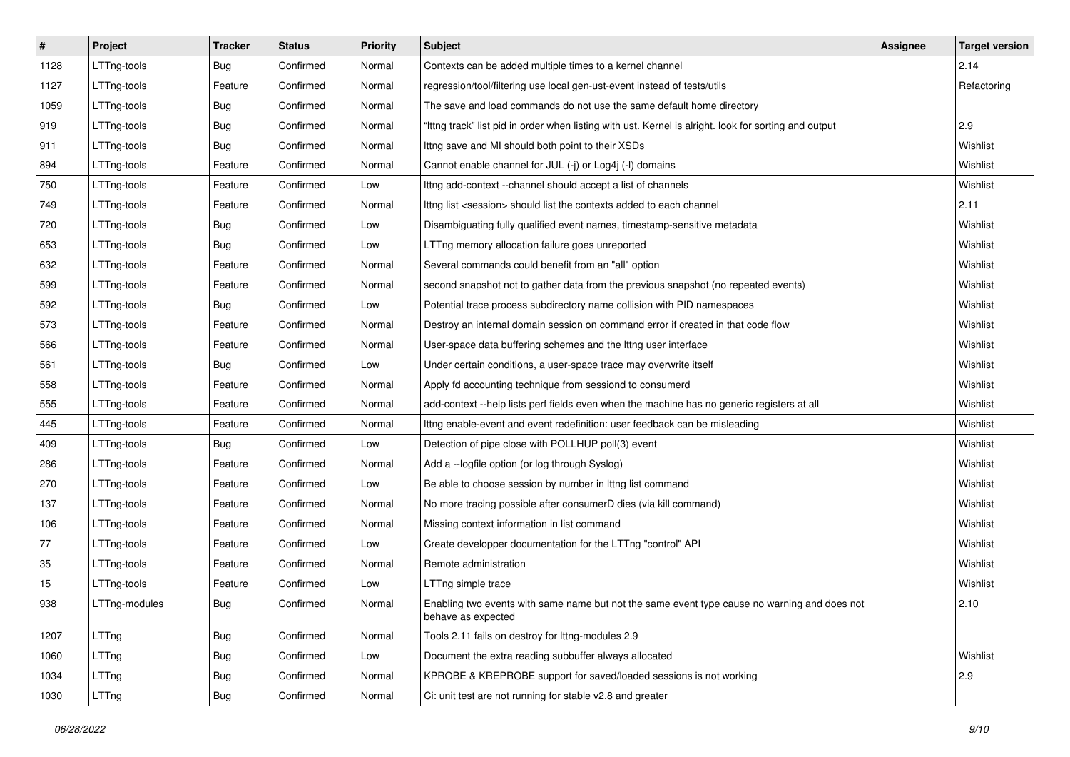| # | Project | Tracker | Status | Priority | Subject | Assignee | Target version |
|---|---|---|---|---|---|---|---|
| 1128 | LTTng-tools | Bug | Confirmed | Normal | Contexts can be added multiple times to a kernel channel | | 2.14 |
| 1127 | LTTng-tools | Feature | Confirmed | Normal | regression/tool/filtering use local gen-ust-event instead of tests/utils | | Refactoring |
| 1059 | LTTng-tools | Bug | Confirmed | Normal | The save and load commands do not use the same default home directory | | |
| 919 | LTTng-tools | Bug | Confirmed | Normal | "lttng track" list pid in order when listing with ust. Kernel is alright. look for sorting and output | | 2.9 |
| 911 | LTTng-tools | Bug | Confirmed | Normal | lttng save and MI should both point to their XSDs | | Wishlist |
| 894 | LTTng-tools | Feature | Confirmed | Normal | Cannot enable channel for JUL (-j) or Log4j (-l) domains | | Wishlist |
| 750 | LTTng-tools | Feature | Confirmed | Low | lttng add-context --channel should accept a list of channels | | Wishlist |
| 749 | LTTng-tools | Feature | Confirmed | Normal | lttng list <session> should list the contexts added to each channel | | 2.11 |
| 720 | LTTng-tools | Bug | Confirmed | Low | Disambiguating fully qualified event names, timestamp-sensitive metadata | | Wishlist |
| 653 | LTTng-tools | Bug | Confirmed | Low | LTTng memory allocation failure goes unreported | | Wishlist |
| 632 | LTTng-tools | Feature | Confirmed | Normal | Several commands could benefit from an "all" option | | Wishlist |
| 599 | LTTng-tools | Feature | Confirmed | Normal | second snapshot not to gather data from the previous snapshot (no repeated events) | | Wishlist |
| 592 | LTTng-tools | Bug | Confirmed | Low | Potential trace process subdirectory name collision with PID namespaces | | Wishlist |
| 573 | LTTng-tools | Feature | Confirmed | Normal | Destroy an internal domain session on command error if created in that code flow | | Wishlist |
| 566 | LTTng-tools | Feature | Confirmed | Normal | User-space data buffering schemes and the lttng user interface | | Wishlist |
| 561 | LTTng-tools | Bug | Confirmed | Low | Under certain conditions, a user-space trace may overwrite itself | | Wishlist |
| 558 | LTTng-tools | Feature | Confirmed | Normal | Apply fd accounting technique from sessiond to consumerd | | Wishlist |
| 555 | LTTng-tools | Feature | Confirmed | Normal | add-context --help lists perf fields even when the machine has no generic registers at all | | Wishlist |
| 445 | LTTng-tools | Feature | Confirmed | Normal | lttng enable-event and event redefinition: user feedback can be misleading | | Wishlist |
| 409 | LTTng-tools | Bug | Confirmed | Low | Detection of pipe close with POLLHUP poll(3) event | | Wishlist |
| 286 | LTTng-tools | Feature | Confirmed | Normal | Add a --logfile option (or log through Syslog) | | Wishlist |
| 270 | LTTng-tools | Feature | Confirmed | Low | Be able to choose session by number in lttng list command | | Wishlist |
| 137 | LTTng-tools | Feature | Confirmed | Normal | No more tracing possible after consumerD dies (via kill command) | | Wishlist |
| 106 | LTTng-tools | Feature | Confirmed | Normal | Missing context information in list command | | Wishlist |
| 77 | LTTng-tools | Feature | Confirmed | Low | Create developper documentation for the LTTng "control" API | | Wishlist |
| 35 | LTTng-tools | Feature | Confirmed | Normal | Remote administration | | Wishlist |
| 15 | LTTng-tools | Feature | Confirmed | Low | LTTng simple trace | | Wishlist |
| 938 | LTTng-modules | Bug | Confirmed | Normal | Enabling two events with same name but not the same event type cause no warning and does not behave as expected | | 2.10 |
| 1207 | LTTng | Bug | Confirmed | Normal | Tools 2.11 fails on destroy for lttng-modules 2.9 | | |
| 1060 | LTTng | Bug | Confirmed | Low | Document the extra reading subbuffer always allocated | | Wishlist |
| 1034 | LTTng | Bug | Confirmed | Normal | KPROBE & KREPROBE support for saved/loaded sessions is not working | | 2.9 |
| 1030 | LTTng | Bug | Confirmed | Normal | Ci: unit test are not running for stable v2.8 and greater | | |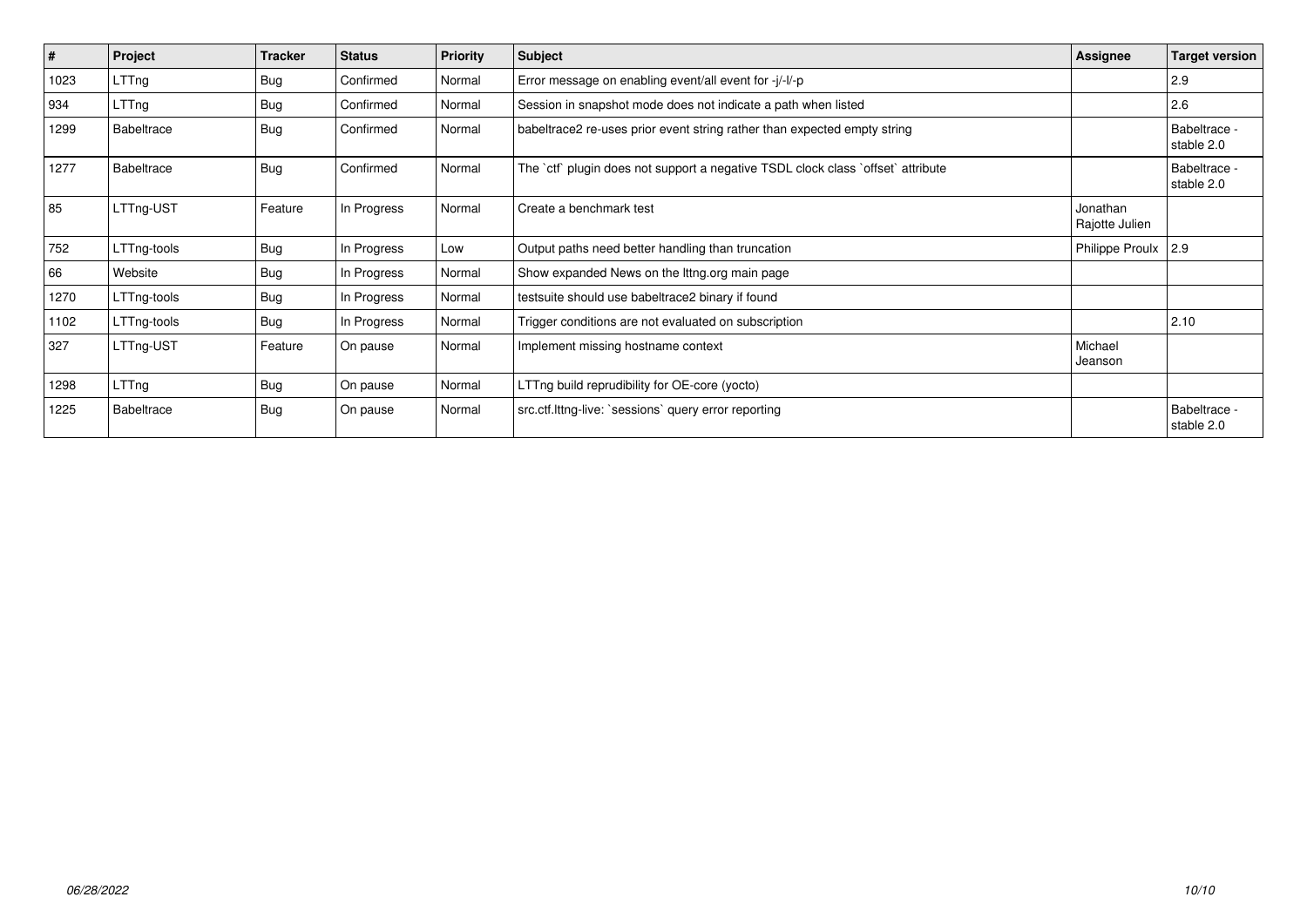| # | Project | Tracker | Status | Priority | Subject | Assignee | Target version |
|---|---|---|---|---|---|---|---|
| 1023 | LTTng | Bug | Confirmed | Normal | Error message on enabling event/all event for -j/-l/-p | | 2.9 |
| 934 | LTTng | Bug | Confirmed | Normal | Session in snapshot mode does not indicate a path when listed | | 2.6 |
| 1299 | Babeltrace | Bug | Confirmed | Normal | babeltrace2 re-uses prior event string rather than expected empty string | | Babeltrace - stable 2.0 |
| 1277 | Babeltrace | Bug | Confirmed | Normal | The `ctf` plugin does not support a negative TSDL clock class `offset` attribute | | Babeltrace - stable 2.0 |
| 85 | LTTng-UST | Feature | In Progress | Normal | Create a benchmark test | Jonathan Rajotte Julien | |
| 752 | LTTng-tools | Bug | In Progress | Low | Output paths need better handling than truncation | Philippe Proulx | 2.9 |
| 66 | Website | Bug | In Progress | Normal | Show expanded News on the lttng.org main page | | |
| 1270 | LTTng-tools | Bug | In Progress | Normal | testsuite should use babeltrace2 binary if found | | |
| 1102 | LTTng-tools | Bug | In Progress | Normal | Trigger conditions are not evaluated on subscription | | 2.10 |
| 327 | LTTng-UST | Feature | On pause | Normal | Implement missing hostname context | Michael Jeanson | |
| 1298 | LTTng | Bug | On pause | Normal | LTTng build reprudibility for OE-core (yocto) | | |
| 1225 | Babeltrace | Bug | On pause | Normal | src.ctf.lttng-live: `sessions` query error reporting | | Babeltrace - stable 2.0 |

*06/28/2022*